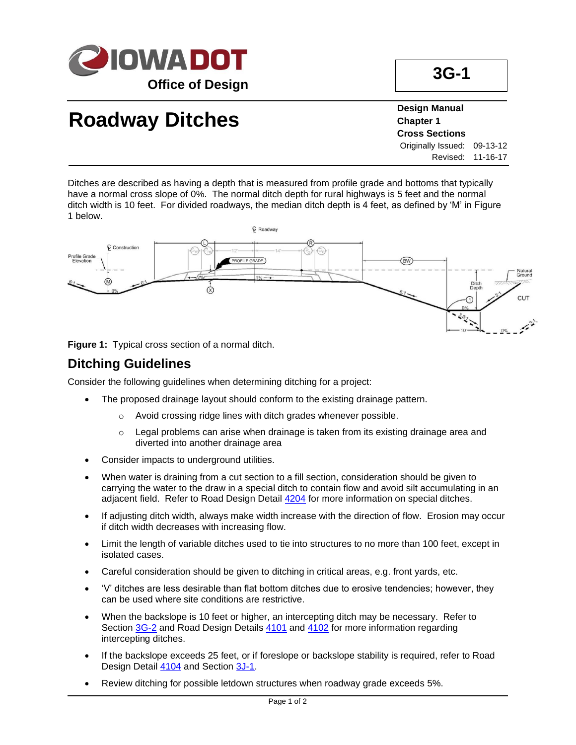**Office of Design**

**3G-1**

# Roadway Ditches

**Design Manual**
**Chapter 1**
**Cross Sections**
Originally Issued: 09-13-12
Revised: 11-16-17

Ditches are described as having a depth that is measured from profile grade and bottoms that typically have a normal cross slope of 0%. The normal ditch depth for rural highways is 5 feet and the normal ditch width is 10 feet. For divided roadways, the median ditch depth is 4 feet, as defined by 'M' in Figure 1 below.

**Figure 1:** Typical cross section of a normal ditch.

## Ditching Guidelines

Consider the following guidelines when determining ditching for a project:

- The proposed drainage layout should conform to the existing drainage pattern.
  - Avoid crossing ridge lines with ditch grades whenever possible.
  - Legal problems can arise when drainage is taken from its existing drainage area and diverted into another drainage area
- Consider impacts to underground utilities.
- When water is draining from a cut section to a fill section, consideration should be given to carrying the water to the draw in a special ditch to contain flow and avoid silt accumulating in an adjacent field. Refer to Road Design Detail 4204 for more information on special ditches.
- If adjusting ditch width, always make width increase with the direction of flow. Erosion may occur if ditch width decreases with increasing flow.
- Limit the length of variable ditches used to tie into structures to no more than 100 feet, except in isolated cases.
- Careful consideration should be given to ditching in critical areas, e.g. front yards, etc.
- 'V' ditches are less desirable than flat bottom ditches due to erosive tendencies; however, they can be used where site conditions are restrictive.
- When the backslope is 10 feet or higher, an intercepting ditch may be necessary. Refer to Section 3G-2 and Road Design Details 4101 and 4102 for more information regarding intercepting ditches.
- If the backslope exceeds 25 feet, or if foreslope or backslope stability is required, refer to Road Design Detail 4104 and Section 3J-1.
- Review ditching for possible letdown structures when roadway grade exceeds 5%.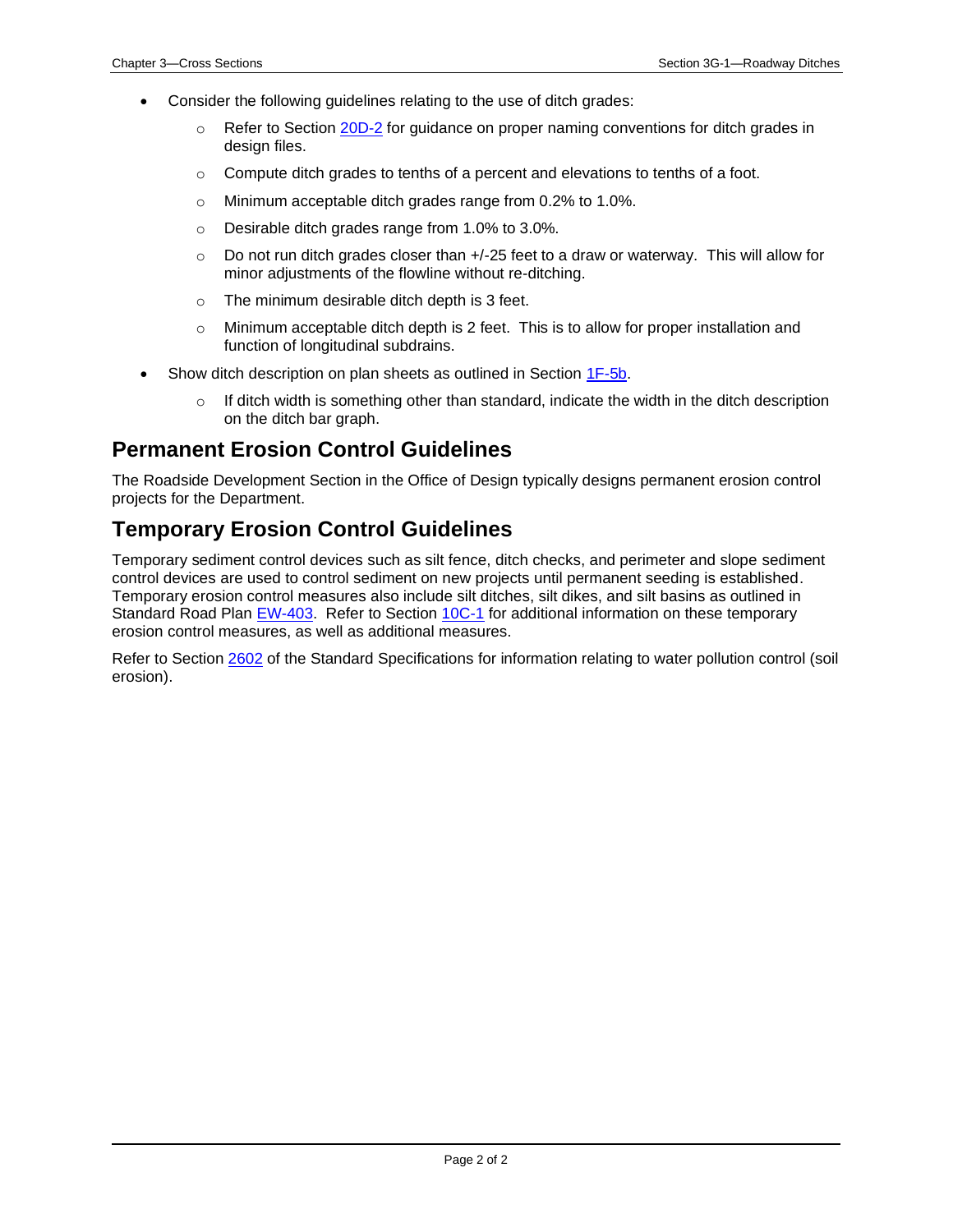- Consider the following guidelines relating to the use of ditch grades:
  - Refer to Section 20D-2 for guidance on proper naming conventions for ditch grades in design files.
  - Compute ditch grades to tenths of a percent and elevations to tenths of a foot.
  - Minimum acceptable ditch grades range from 0.2% to 1.0%.
  - Desirable ditch grades range from 1.0% to 3.0%.
  - Do not run ditch grades closer than +/-25 feet to a draw or waterway. This will allow for minor adjustments of the flowline without re-ditching.
  - The minimum desirable ditch depth is 3 feet.
  - Minimum acceptable ditch depth is 2 feet. This is to allow for proper installation and function of longitudinal subdrains.
- Show ditch description on plan sheets as outlined in Section 1F-5b.
  - If ditch width is something other than standard, indicate the width in the ditch description on the ditch bar graph.

## Permanent Erosion Control Guidelines

The Roadside Development Section in the Office of Design typically designs permanent erosion control projects for the Department.

## Temporary Erosion Control Guidelines

Temporary sediment control devices such as silt fence, ditch checks, and perimeter and slope sediment control devices are used to control sediment on new projects until permanent seeding is established. Temporary erosion control measures also include silt ditches, silt dikes, and silt basins as outlined in Standard Road Plan EW-403. Refer to Section 10C-1 for additional information on these temporary erosion control measures, as well as additional measures.

Refer to Section 2602 of the Standard Specifications for information relating to water pollution control (soil erosion).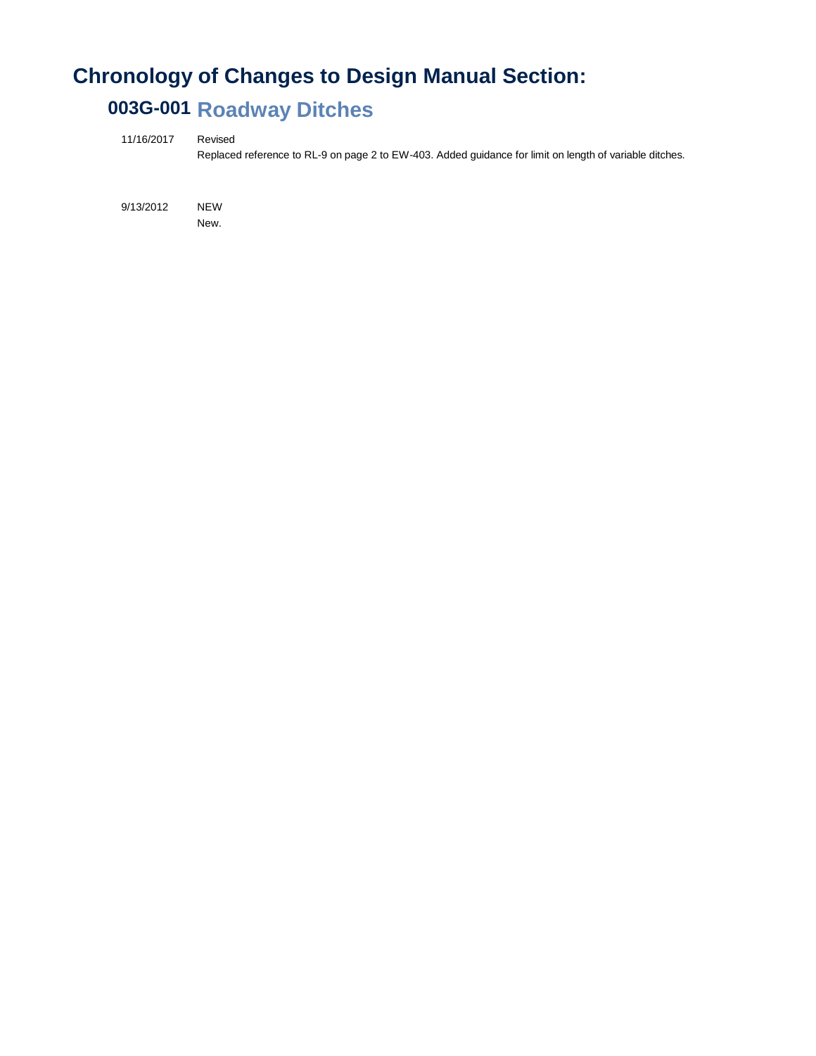# Chronology of Changes to Design Manual Section:

## 003G-001 Roadway Ditches

11/16/2017 Revised

Replaced reference to RL-9 on page 2 to EW-403. Added guidance for limit on length of variable ditches.

9/13/2012 NEW

New.